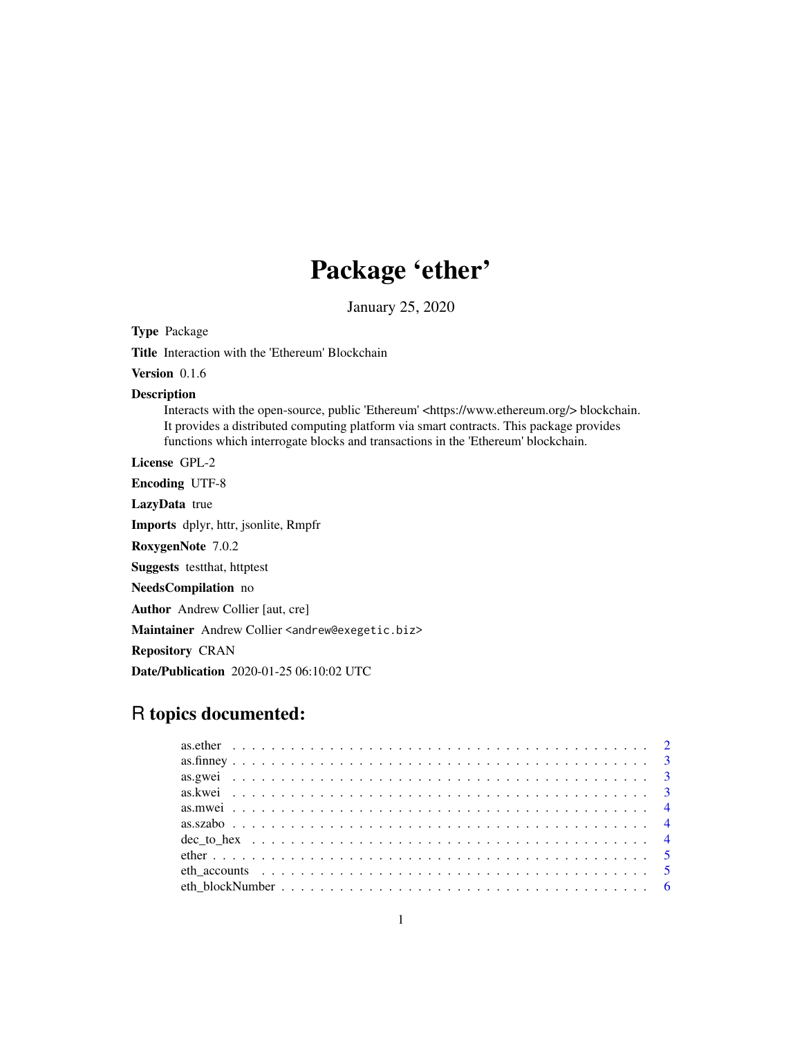# Package 'ether'

January 25, 2020

**Type** Package

**Title** Interaction with the 'Ethereum' Blockchain

**Version** 0.1.6

**Description**
Interacts with the open-source, public 'Ethereum' <https://www.ethereum.org/> blockchain. It provides a distributed computing platform via smart contracts. This package provides functions which interrogate blocks and transactions in the 'Ethereum' blockchain.

**License** GPL-2

**Encoding** UTF-8

**LazyData** true

**Imports** dplyr, httr, jsonlite, Rmpfr

**RoxygenNote** 7.0.2

**Suggests** testthat, httptest

**NeedsCompilation** no

**Author** Andrew Collier [aut, cre]

**Maintainer** Andrew Collier <andrew@exegetic.biz>

**Repository** CRAN

**Date/Publication** 2020-01-25 06:10:02 UTC

## R topics documented:

| | |
|---|---|
| as.ether | 2 |
| as.finney | 3 |
| as.gwei | 3 |
| as.kwei | 3 |
| as.mwei | 4 |
| as.szabo | 4 |
| dec_to_hex | 4 |
| ether | 5 |
| eth_accounts | 5 |
| eth_blockNumber | 6 |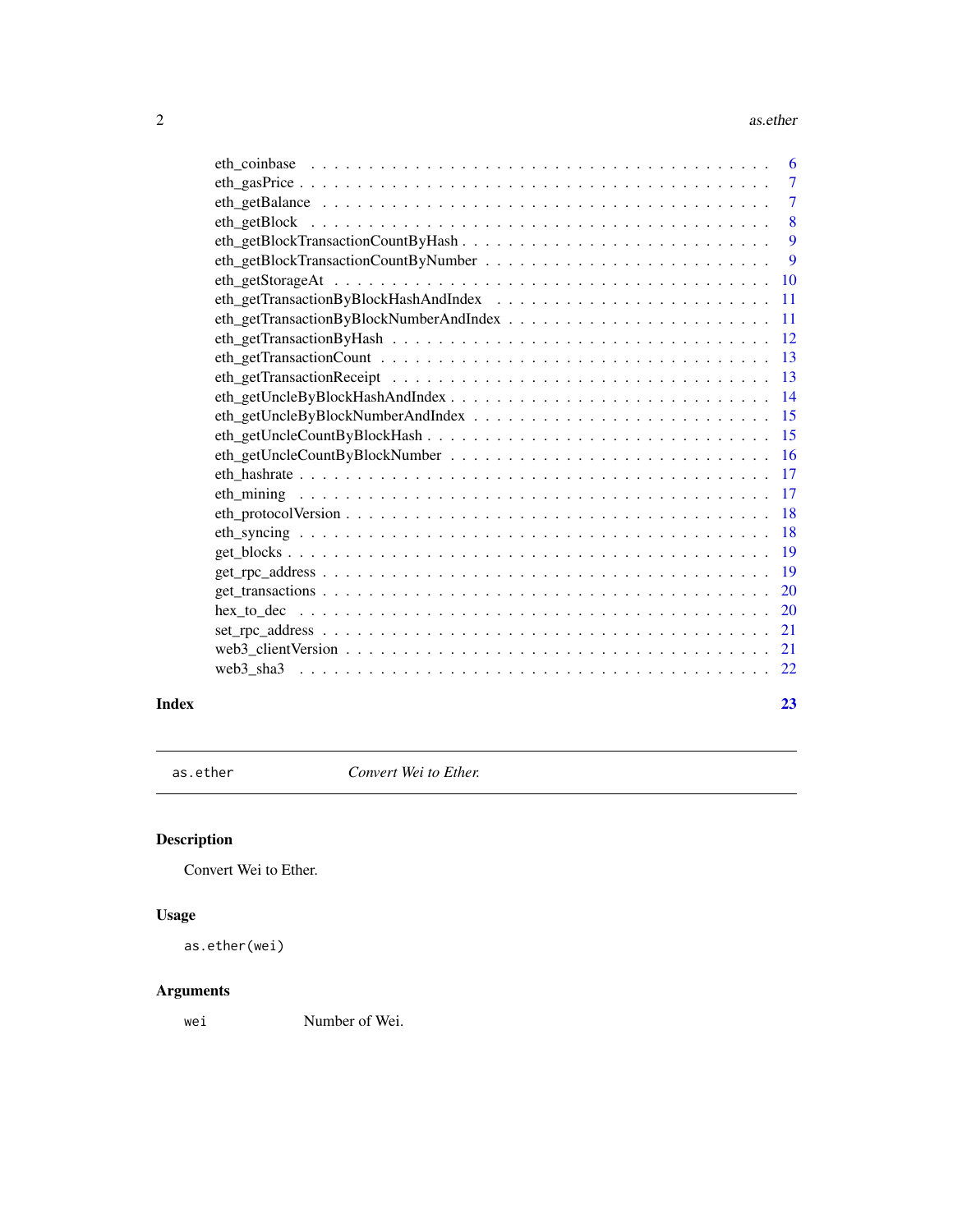eth_coinbase . . . . . . . . . . . . . . . . . . . . . . . . . . . . . . . . . . . . . 6
eth_gasPrice . . . . . . . . . . . . . . . . . . . . . . . . . . . . . . . . . . . . . . 7
eth_getBalance . . . . . . . . . . . . . . . . . . . . . . . . . . . . . . . . . . . . . 7
eth_getBlock . . . . . . . . . . . . . . . . . . . . . . . . . . . . . . . . . . . . . . 8
eth_getBlockTransactionCountByHash . . . . . . . . . . . . . . . . . . . . . . . . . . 9
eth_getBlockTransactionCountByNumber . . . . . . . . . . . . . . . . . . . . . . . . . 9
eth_getStorageAt . . . . . . . . . . . . . . . . . . . . . . . . . . . . . . . . . . . . 10
eth_getTransactionByBlockHashAndIndex . . . . . . . . . . . . . . . . . . . . . . . . 11
eth_getTransactionByBlockNumberAndIndex . . . . . . . . . . . . . . . . . . . . . . . 11
eth_getTransactionByHash . . . . . . . . . . . . . . . . . . . . . . . . . . . . . . . 12
eth_getTransactionCount . . . . . . . . . . . . . . . . . . . . . . . . . . . . . . . . 13
eth_getTransactionReceipt . . . . . . . . . . . . . . . . . . . . . . . . . . . . . . . 13
eth_getUncleByBlockHashAndIndex . . . . . . . . . . . . . . . . . . . . . . . . . . . 14
eth_getUncleByBlockNumberAndIndex . . . . . . . . . . . . . . . . . . . . . . . . . . 15
eth_getUncleCountByBlockHash . . . . . . . . . . . . . . . . . . . . . . . . . . . . . 15
eth_getUncleCountByBlockNumber . . . . . . . . . . . . . . . . . . . . . . . . . . . . 16
eth_hashrate . . . . . . . . . . . . . . . . . . . . . . . . . . . . . . . . . . . . . . 17
eth_mining . . . . . . . . . . . . . . . . . . . . . . . . . . . . . . . . . . . . . . . 17
eth_protocolVersion . . . . . . . . . . . . . . . . . . . . . . . . . . . . . . . . . . 18
eth_syncing . . . . . . . . . . . . . . . . . . . . . . . . . . . . . . . . . . . . . . 18
get_blocks . . . . . . . . . . . . . . . . . . . . . . . . . . . . . . . . . . . . . . . 19
get_rpc_address . . . . . . . . . . . . . . . . . . . . . . . . . . . . . . . . . . . . 19
get_transactions . . . . . . . . . . . . . . . . . . . . . . . . . . . . . . . . . . . . 20
hex_to_dec . . . . . . . . . . . . . . . . . . . . . . . . . . . . . . . . . . . . . . . 20
set_rpc_address . . . . . . . . . . . . . . . . . . . . . . . . . . . . . . . . . . . . 21
web3_clientVersion . . . . . . . . . . . . . . . . . . . . . . . . . . . . . . . . . . 21
web3_sha3 . . . . . . . . . . . . . . . . . . . . . . . . . . . . . . . . . . . . . . . 22

**Index** **23**

---

`as.ether` *Convert Wei to Ether.*

---

## Description

Convert Wei to Ether.

## Usage

```
as.ether(wei)
```

## Arguments

`wei` Number of Wei.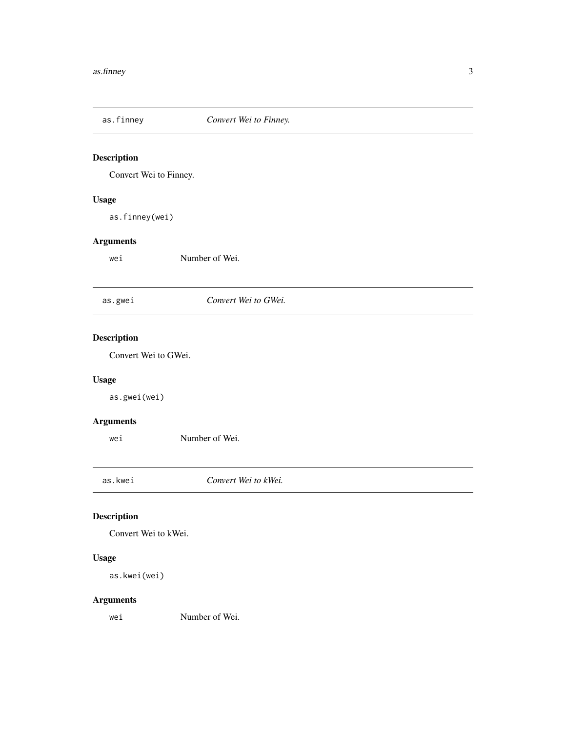## as.finney — *Convert Wei to Finney.*

### Description

Convert Wei to Finney.

### Usage

```
as.finney(wei)
```

### Arguments

| | |
|---|---|
| `wei` | Number of Wei. |

## as.gwei — *Convert Wei to GWei.*

### Description

Convert Wei to GWei.

### Usage

```
as.gwei(wei)
```

### Arguments

| | |
|---|---|
| `wei` | Number of Wei. |

## as.kwei — *Convert Wei to kWei.*

### Description

Convert Wei to kWei.

### Usage

```
as.kwei(wei)
```

### Arguments

| | |
|---|---|
| `wei` | Number of Wei. |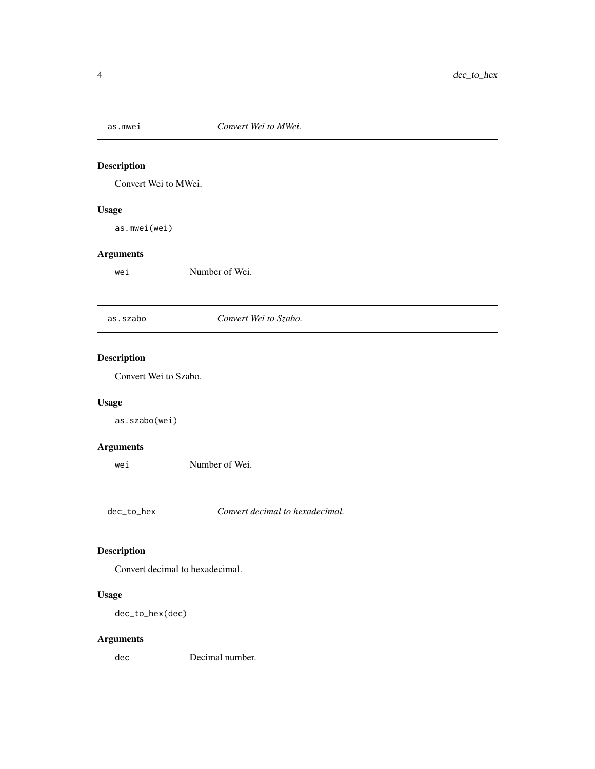## as.mwei — *Convert Wei to MWei.*

### Description

Convert Wei to MWei.

### Usage

```
as.mwei(wei)
```

### Arguments

| | |
|---|---|
| `wei` | Number of Wei. |

## as.szabo — *Convert Wei to Szabo.*

### Description

Convert Wei to Szabo.

### Usage

```
as.szabo(wei)
```

### Arguments

| | |
|---|---|
| `wei` | Number of Wei. |

## dec_to_hex — *Convert decimal to hexadecimal.*

### Description

Convert decimal to hexadecimal.

### Usage

```
dec_to_hex(dec)
```

### Arguments

| | |
|---|---|
| `dec` | Decimal number. |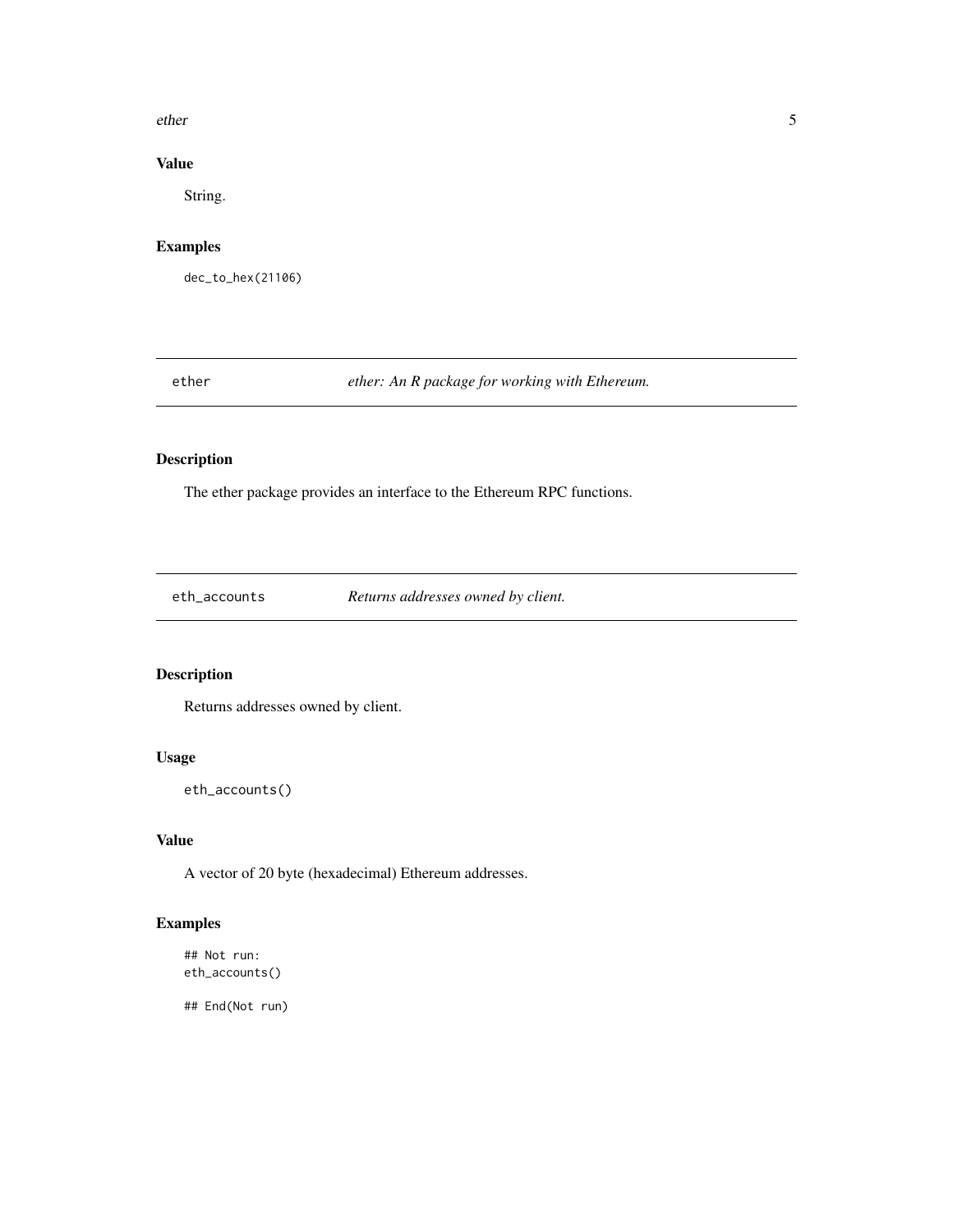### Value

String.

### Examples

```
dec_to_hex(21106)
```

## ether — *ether: An R package for working with Ethereum.*

### Description

The ether package provides an interface to the Ethereum RPC functions.

## eth_accounts — *Returns addresses owned by client.*

### Description

Returns addresses owned by client.

### Usage

```
eth_accounts()
```

### Value

A vector of 20 byte (hexadecimal) Ethereum addresses.

### Examples

```
## Not run:
eth_accounts()

## End(Not run)
```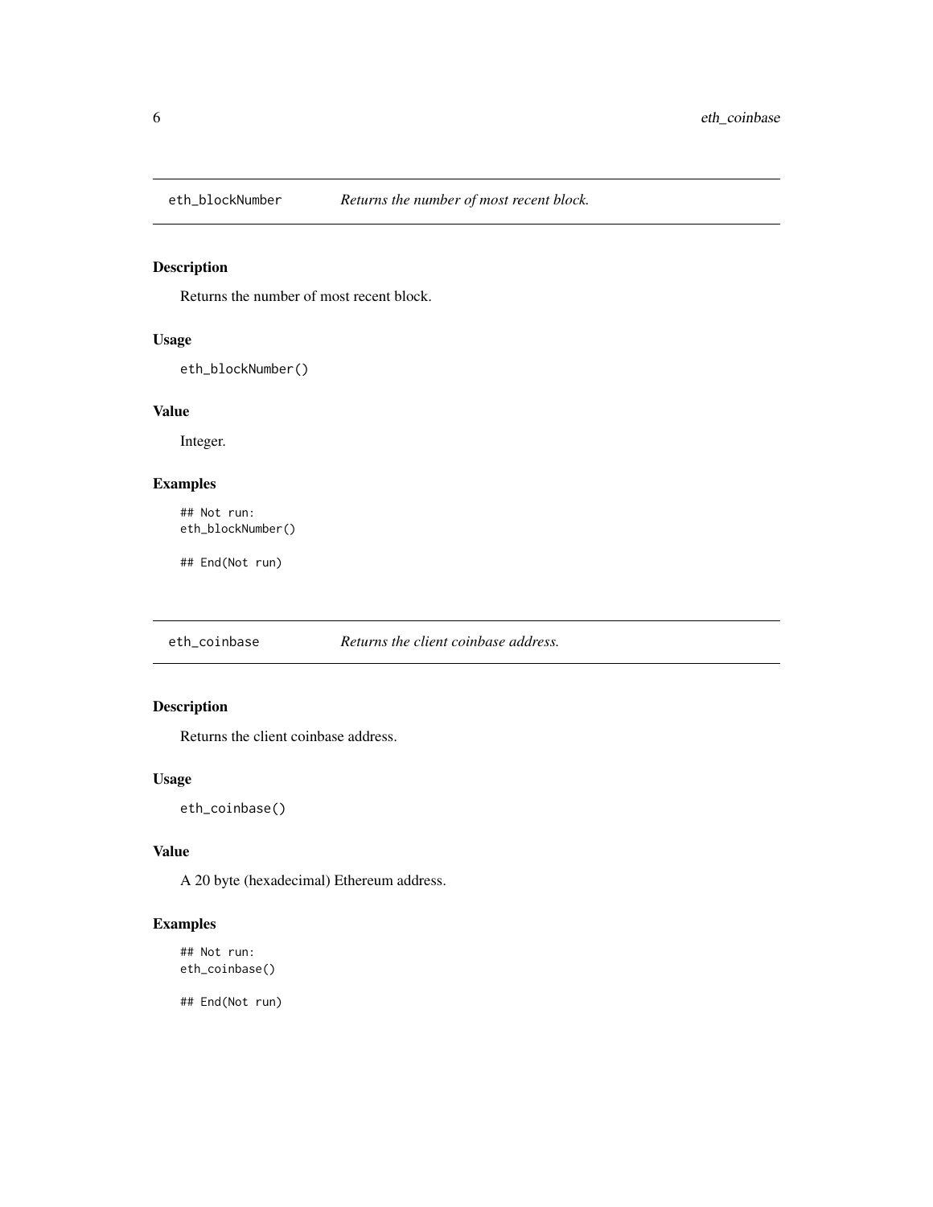## eth_blockNumber — *Returns the number of most recent block.*

### Description

Returns the number of most recent block.

### Usage

```
eth_blockNumber()
```

### Value

Integer.

### Examples

```
## Not run:
eth_blockNumber()

## End(Not run)
```

## eth_coinbase — *Returns the client coinbase address.*

### Description

Returns the client coinbase address.

### Usage

```
eth_coinbase()
```

### Value

A 20 byte (hexadecimal) Ethereum address.

### Examples

```
## Not run:
eth_coinbase()

## End(Not run)
```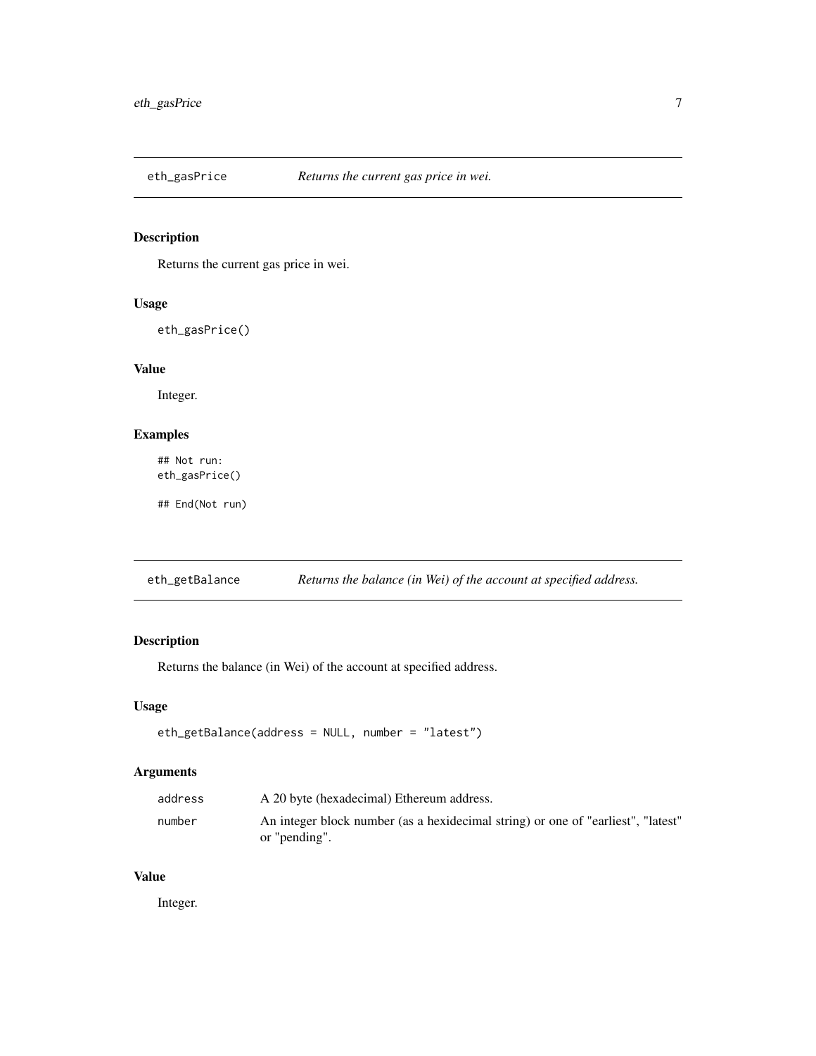## eth_gasPrice — *Returns the current gas price in wei.*

### Description

Returns the current gas price in wei.

### Usage

```
eth_gasPrice()
```

### Value

Integer.

### Examples

```
## Not run:
eth_gasPrice()

## End(Not run)
```

## eth_getBalance — *Returns the balance (in Wei) of the account at specified address.*

### Description

Returns the balance (in Wei) of the account at specified address.

### Usage

```
eth_getBalance(address = NULL, number = "latest")
```

### Arguments

| | |
|---|---|
| address | A 20 byte (hexadecimal) Ethereum address. |
| number | An integer block number (as a hexidecimal string) or one of "earliest", "latest" or "pending". |

### Value

Integer.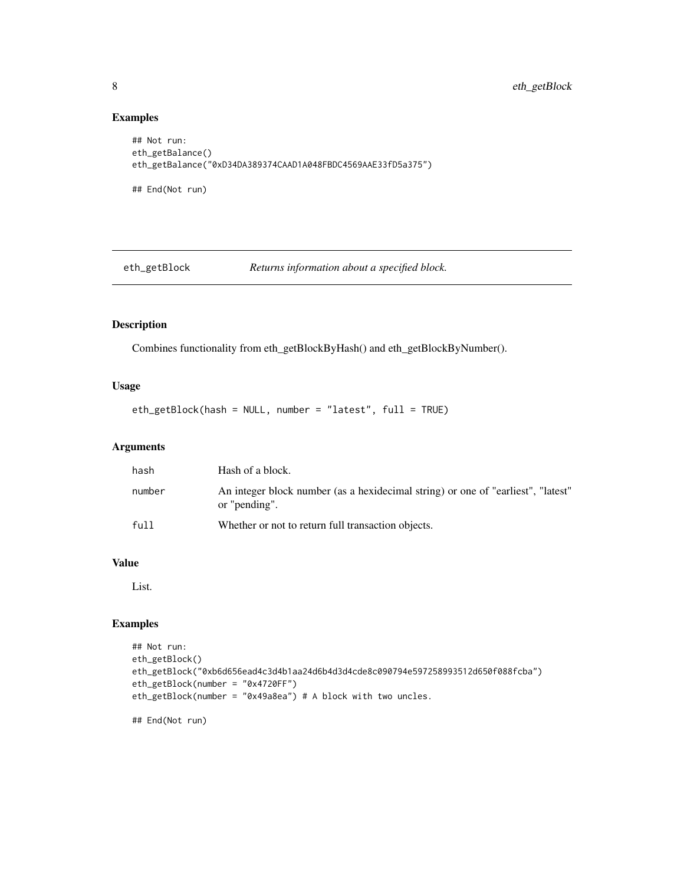## Examples

```
## Not run:
eth_getBalance()
eth_getBalance("0xD34DA389374CAAD1A048FBDC4569AAE33fD5a375")

## End(Not run)
```

---

# eth_getBlock — *Returns information about a specified block.*

---

## Description

Combines functionality from eth_getBlockByHash() and eth_getBlockByNumber().

## Usage

```
eth_getBlock(hash = NULL, number = "latest", full = TRUE)
```

## Arguments

| | |
|---|---|
| `hash` | Hash of a block. |
| `number` | An integer block number (as a hexidecimal string) or one of "earliest", "latest" or "pending". |
| `full` | Whether or not to return full transaction objects. |

## Value

List.

## Examples

```
## Not run:
eth_getBlock()
eth_getBlock("0xb6d656ead4c3d4b1aa24d6b4d3d4cde8c090794e597258993512d650f088fcba")
eth_getBlock(number = "0x4720FF")
eth_getBlock(number = "0x49a8ea") # A block with two uncles.

## End(Not run)
```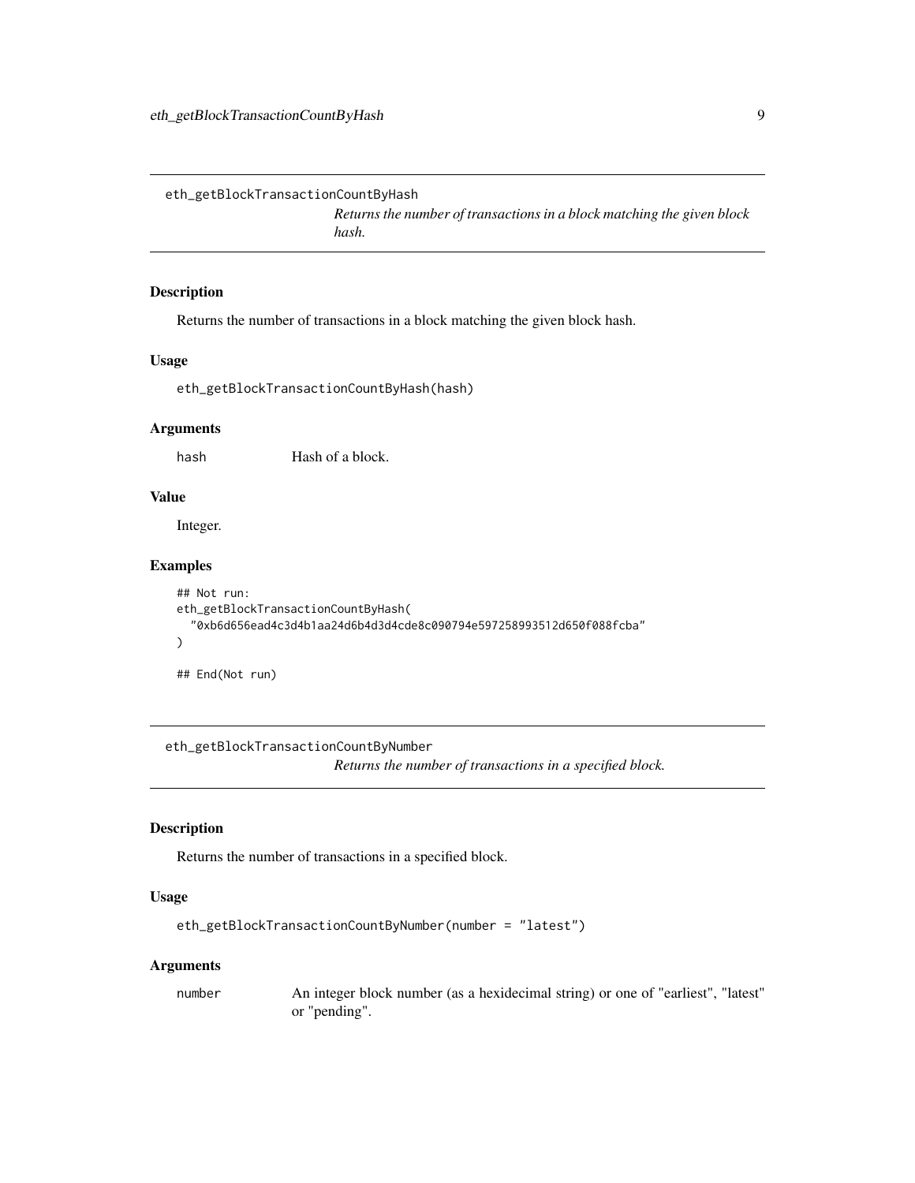## eth_getBlockTransactionCountByHash

*Returns the number of transactions in a block matching the given block hash.*

### Description

Returns the number of transactions in a block matching the given block hash.

### Usage

```
eth_getBlockTransactionCountByHash(hash)
```

### Arguments

| | |
|---|---|
| hash | Hash of a block. |

### Value

Integer.

### Examples

```
## Not run:
eth_getBlockTransactionCountByHash(
  "0xb6d656ead4c3d4b1aa24d6b4d3d4cde8c090794e597258993512d650f088fcba"
)

## End(Not run)
```

## eth_getBlockTransactionCountByNumber

*Returns the number of transactions in a specified block.*

### Description

Returns the number of transactions in a specified block.

### Usage

```
eth_getBlockTransactionCountByNumber(number = "latest")
```

### Arguments

| | |
|---|---|
| number | An integer block number (as a hexidecimal string) or one of "earliest", "latest" or "pending". |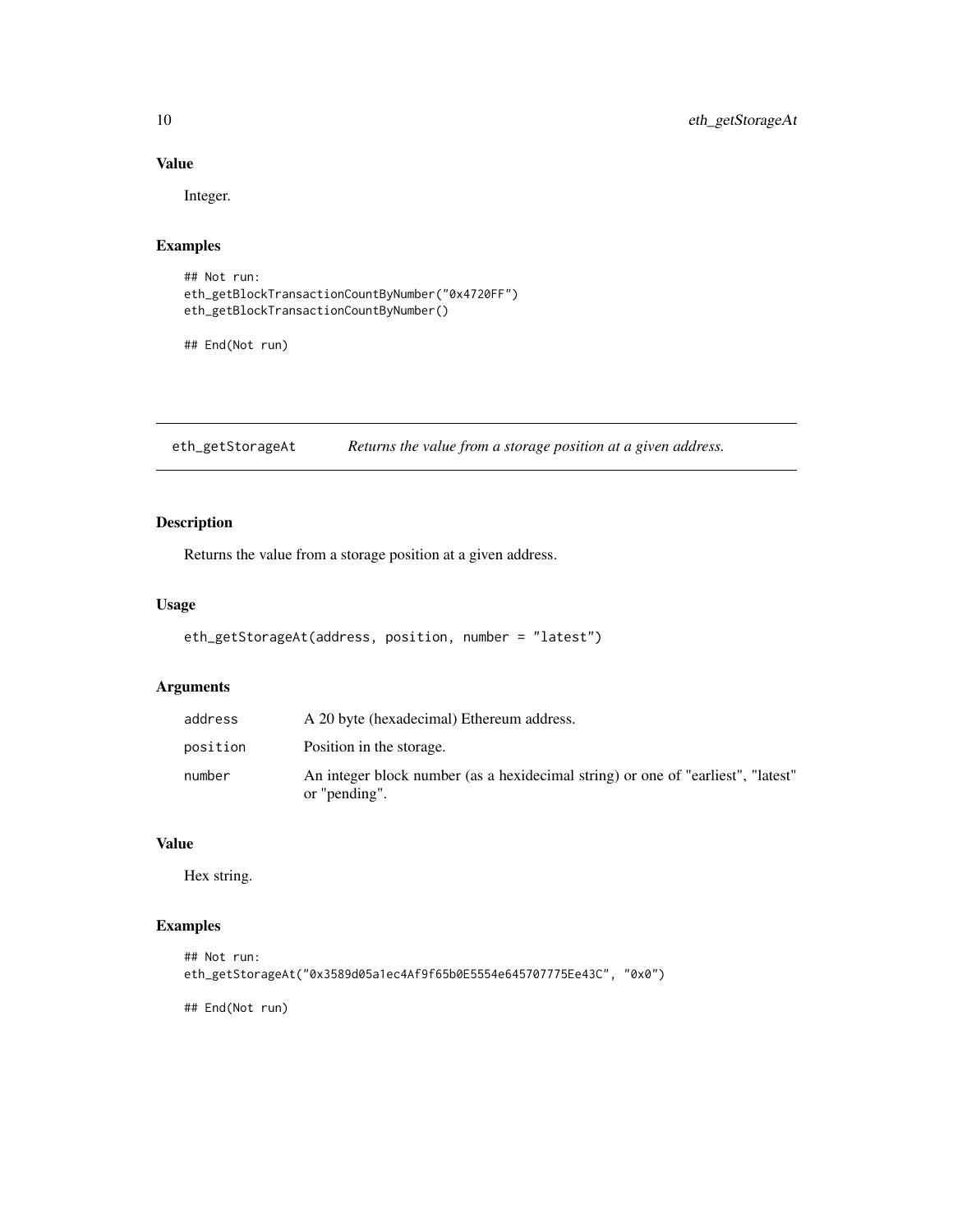## Value

Integer.

## Examples

```
## Not run:
eth_getBlockTransactionCountByNumber("0x4720FF")
eth_getBlockTransactionCountByNumber()

## End(Not run)
```

---

# eth_getStorageAt — *Returns the value from a storage position at a given address.*

---

## Description

Returns the value from a storage position at a given address.

## Usage

```
eth_getStorageAt(address, position, number = "latest")
```

## Arguments

| | |
|---|---|
| address | A 20 byte (hexadecimal) Ethereum address. |
| position | Position in the storage. |
| number | An integer block number (as a hexidecimal string) or one of "earliest", "latest" or "pending". |

## Value

Hex string.

## Examples

```
## Not run:
eth_getStorageAt("0x3589d05a1ec4Af9f65b0E5554e645707775Ee43C", "0x0")

## End(Not run)
```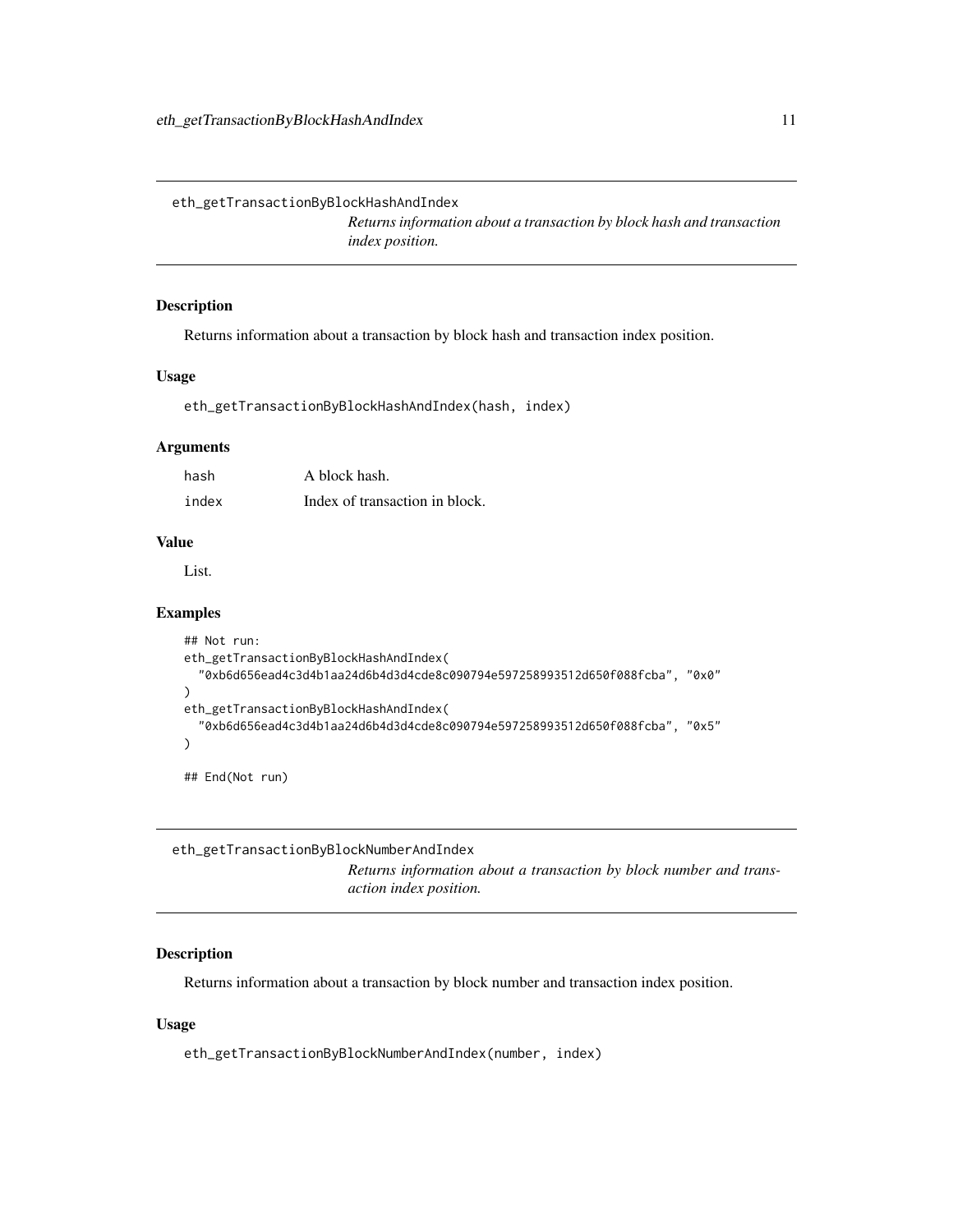## eth_getTransactionByBlockHashAndIndex

*Returns information about a transaction by block hash and transaction index position.*

### Description

Returns information about a transaction by block hash and transaction index position.

### Usage

```
eth_getTransactionByBlockHashAndIndex(hash, index)
```

### Arguments

| | |
|---|---|
| hash | A block hash. |
| index | Index of transaction in block. |

### Value

List.

### Examples

```
## Not run:
eth_getTransactionByBlockHashAndIndex(
  "0xb6d656ead4c3d4b1aa24d6b4d3d4cde8c090794e597258993512d650f088fcba", "0x0"
)
eth_getTransactionByBlockHashAndIndex(
  "0xb6d656ead4c3d4b1aa24d6b4d3d4cde8c090794e597258993512d650f088fcba", "0x5"
)

## End(Not run)
```

## eth_getTransactionByBlockNumberAndIndex

*Returns information about a transaction by block number and transaction index position.*

### Description

Returns information about a transaction by block number and transaction index position.

### Usage

```
eth_getTransactionByBlockNumberAndIndex(number, index)
```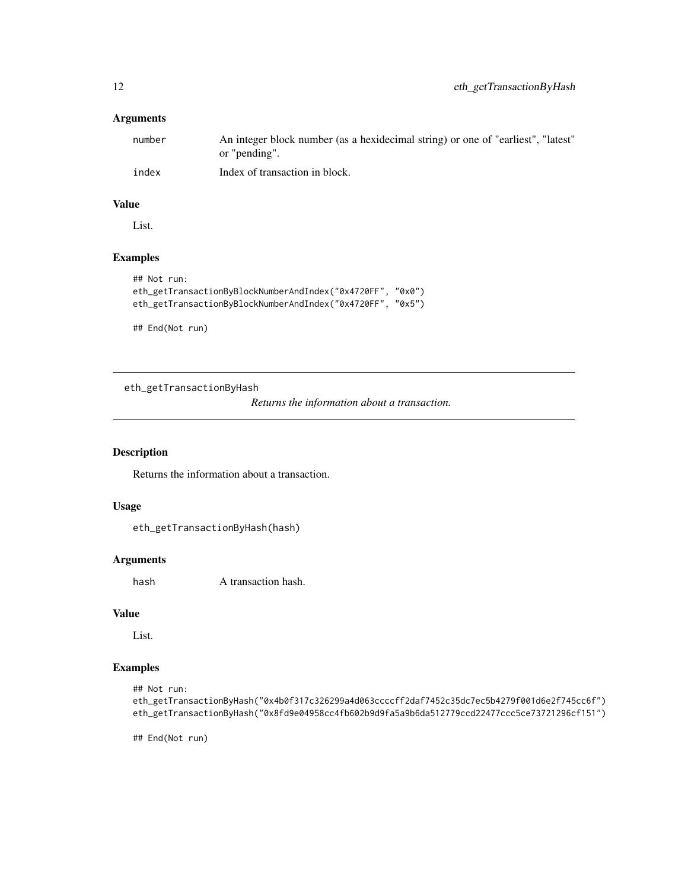### Arguments

| | |
|---|---|
| `number` | An integer block number (as a hexidecimal string) or one of "earliest", "latest" or "pending". |
| `index` | Index of transaction in block. |

### Value

List.

### Examples

```
## Not run:
eth_getTransactionByBlockNumberAndIndex("0x4720FF", "0x0")
eth_getTransactionByBlockNumberAndIndex("0x4720FF", "0x5")

## End(Not run)
```

---

## eth_getTransactionByHash

*Returns the information about a transaction.*

---

### Description

Returns the information about a transaction.

### Usage

```
eth_getTransactionByHash(hash)
```

### Arguments

| | |
|---|---|
| `hash` | A transaction hash. |

### Value

List.

### Examples

```
## Not run:
eth_getTransactionByHash("0x4b0f317c326299a4d063ccccff2daf7452c35dc7ec5b4279f001d6e2f745cc6f")
eth_getTransactionByHash("0x8fd9e04958cc4fb602b9d9fa5a9b6da512779ccd22477ccc5ce73721296cf151")

## End(Not run)
```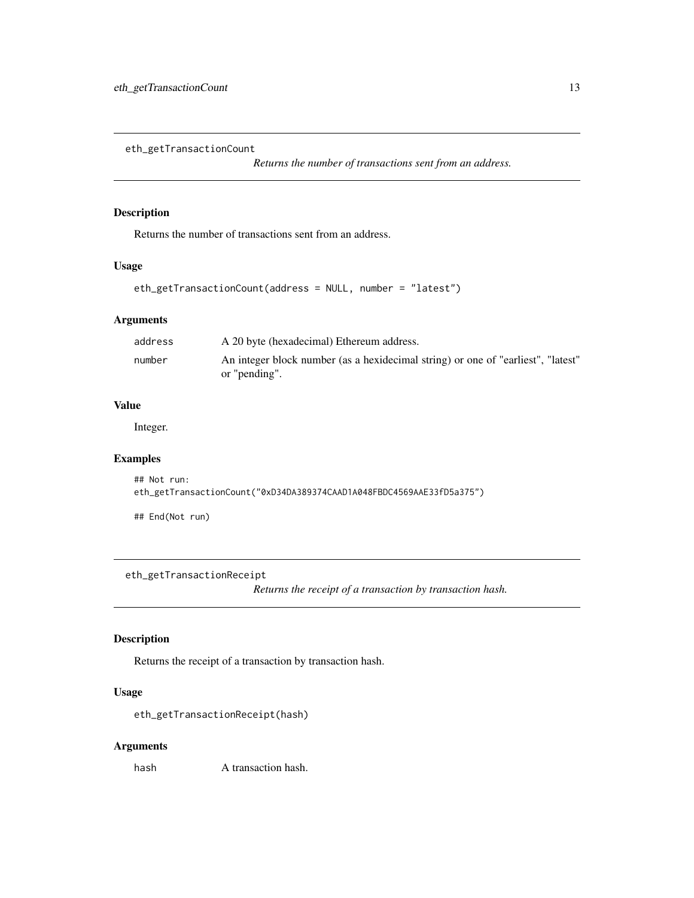## eth_getTransactionCount

*Returns the number of transactions sent from an address.*

### Description

Returns the number of transactions sent from an address.

### Usage

```
eth_getTransactionCount(address = NULL, number = "latest")
```

### Arguments

| | |
|---|---|
| address | A 20 byte (hexadecimal) Ethereum address. |
| number | An integer block number (as a hexidecimal string) or one of "earliest", "latest" or "pending". |

### Value

Integer.

### Examples

```
## Not run:
eth_getTransactionCount("0xD34DA389374CAAD1A048FBDC4569AAE33fD5a375")

## End(Not run)
```

## eth_getTransactionReceipt

*Returns the receipt of a transaction by transaction hash.*

### Description

Returns the receipt of a transaction by transaction hash.

### Usage

```
eth_getTransactionReceipt(hash)
```

### Arguments

| | |
|---|---|
| hash | A transaction hash. |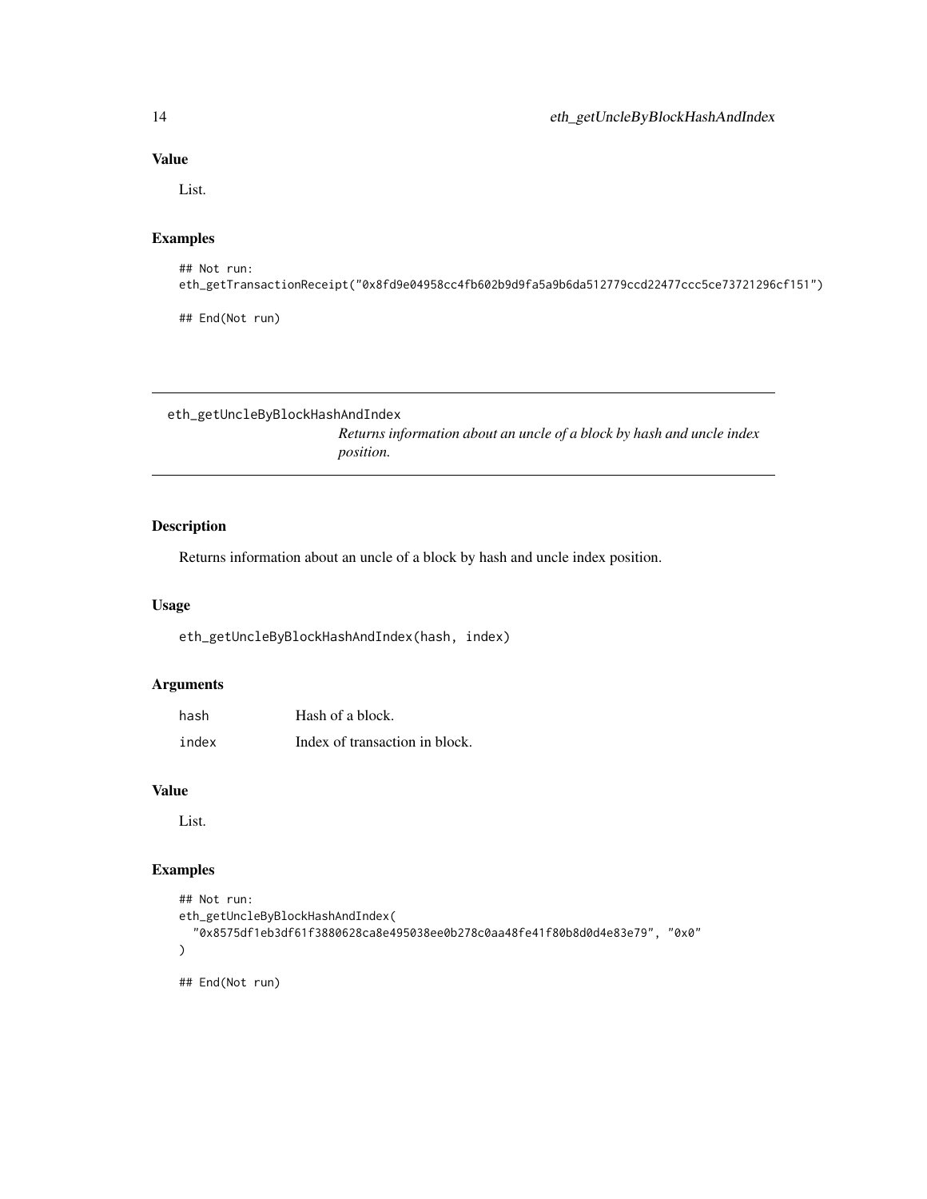### Value

List.

### Examples

```
## Not run:
eth_getTransactionReceipt("0x8fd9e04958cc4fb602b9d9fa5a9b6da512779ccd22477ccc5ce73721296cf151")

## End(Not run)
```

---

## eth_getUncleByBlockHashAndIndex

*Returns information about an uncle of a block by hash and uncle index position.*

---

### Description

Returns information about an uncle of a block by hash and uncle index position.

### Usage

```
eth_getUncleByBlockHashAndIndex(hash, index)
```

### Arguments

| | |
|---|---|
| hash | Hash of a block. |
| index | Index of transaction in block. |

### Value

List.

### Examples

```
## Not run:
eth_getUncleByBlockHashAndIndex(
  "0x8575df1eb3df61f3880628ca8e495038ee0b278c0aa48fe41f80b8d0d4e83e79", "0x0"
)

## End(Not run)
```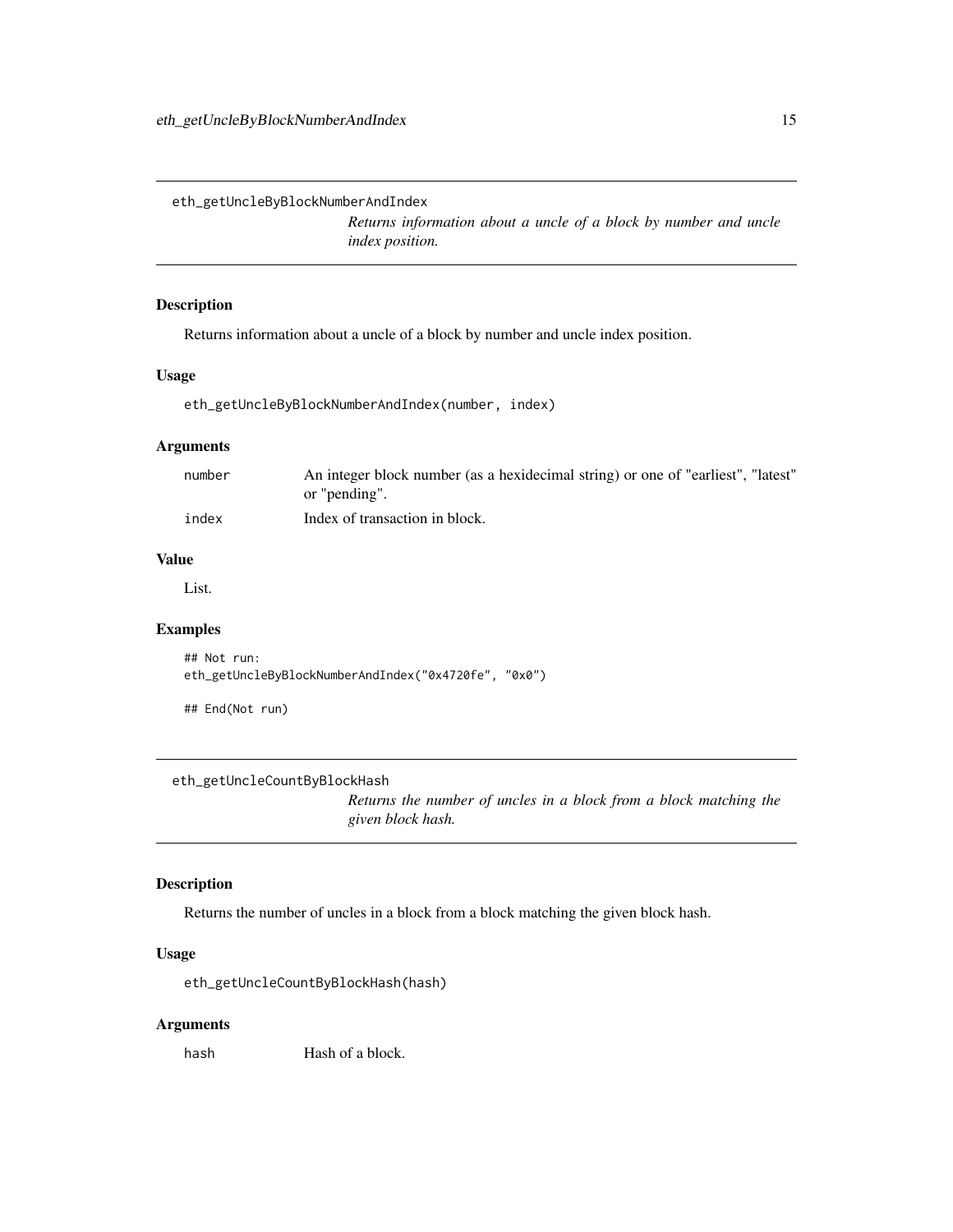## eth_getUncleByBlockNumberAndIndex

*Returns information about a uncle of a block by number and uncle index position.*

### Description

Returns information about a uncle of a block by number and uncle index position.

### Usage

```
eth_getUncleByBlockNumberAndIndex(number, index)
```

### Arguments

| | |
|---|---|
| number | An integer block number (as a hexidecimal string) or one of "earliest", "latest" or "pending". |
| index | Index of transaction in block. |

### Value

List.

### Examples

```
## Not run:
eth_getUncleByBlockNumberAndIndex("0x4720fe", "0x0")

## End(Not run)
```

## eth_getUncleCountByBlockHash

*Returns the number of uncles in a block from a block matching the given block hash.*

### Description

Returns the number of uncles in a block from a block matching the given block hash.

### Usage

```
eth_getUncleCountByBlockHash(hash)
```

### Arguments

| | |
|---|---|
| hash | Hash of a block. |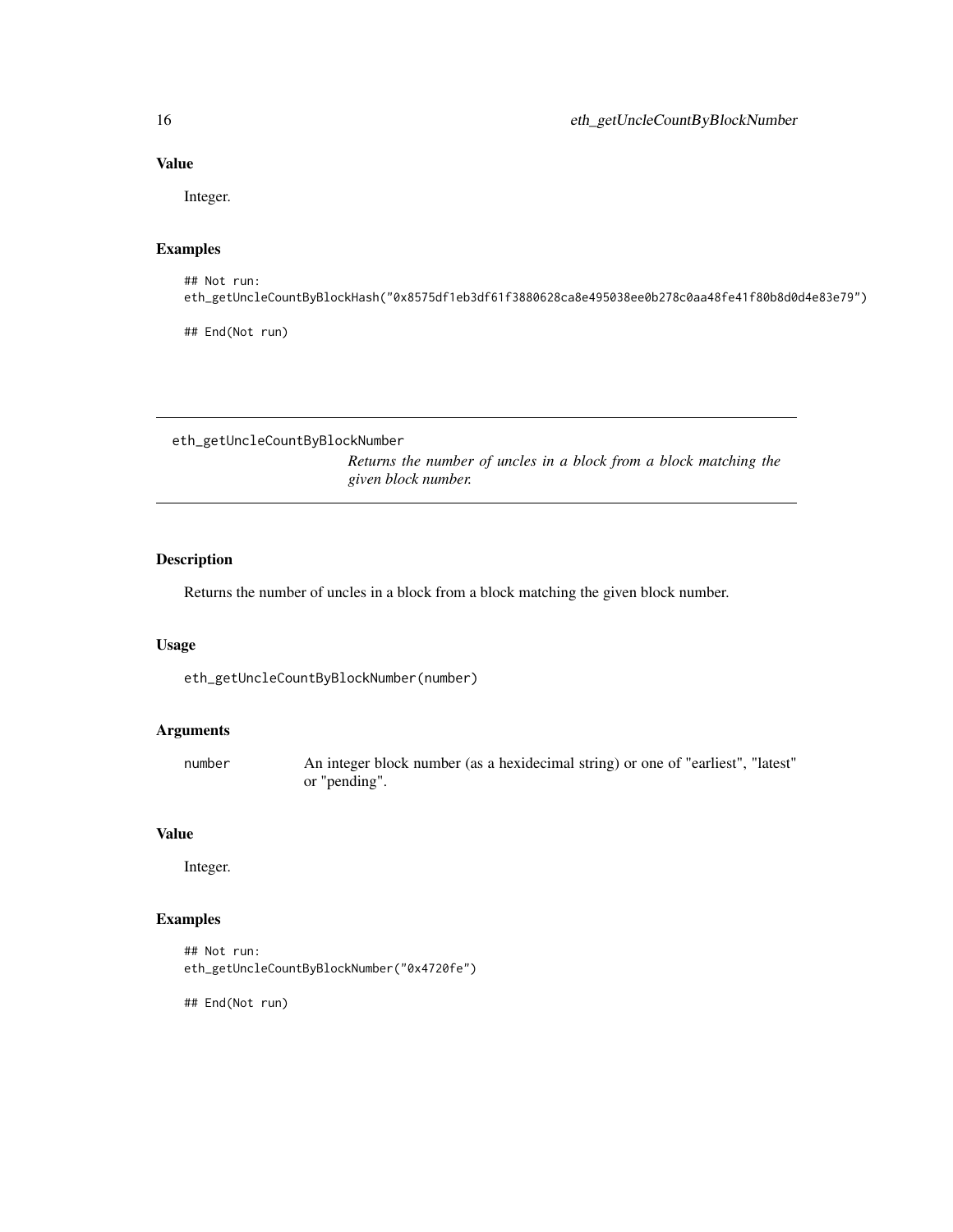### Value

Integer.

### Examples

```
## Not run:
eth_getUncleCountByBlockHash("0x8575df1eb3df61f3880628ca8e495038ee0b278c0aa48fe41f80b8d0d4e83e79")

## End(Not run)
```

---

## eth_getUncleCountByBlockNumber

*Returns the number of uncles in a block from a block matching the given block number.*

---

### Description

Returns the number of uncles in a block from a block matching the given block number.

### Usage

```
eth_getUncleCountByBlockNumber(number)
```

### Arguments

| | |
|---|---|
| `number` | An integer block number (as a hexidecimal string) or one of "earliest", "latest" or "pending". |

### Value

Integer.

### Examples

```
## Not run:
eth_getUncleCountByBlockNumber("0x4720fe")

## End(Not run)
```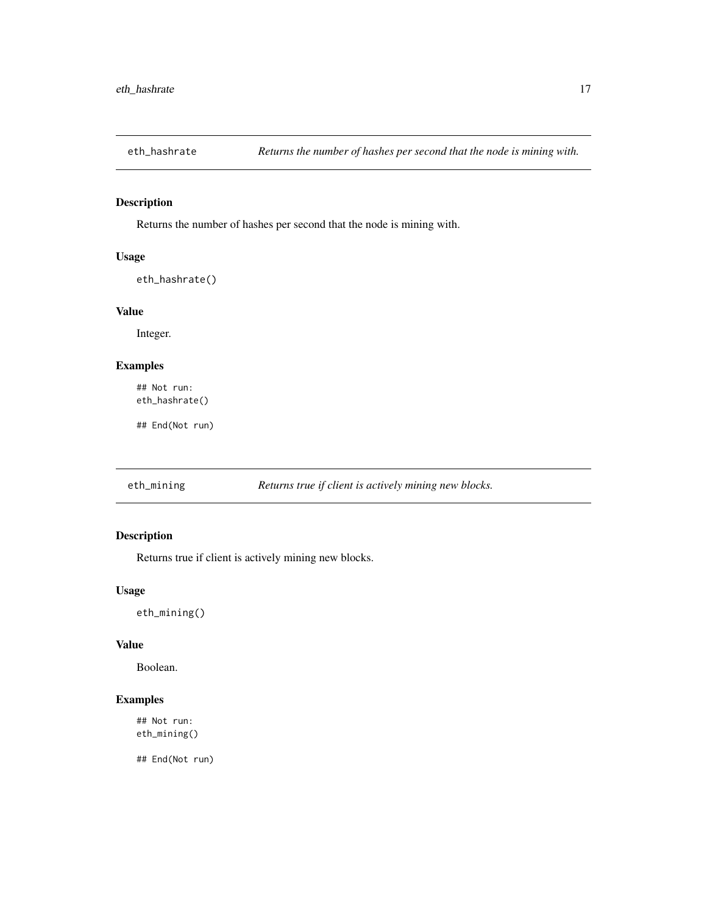## eth_hashrate — *Returns the number of hashes per second that the node is mining with.*

### Description

Returns the number of hashes per second that the node is mining with.

### Usage

```
eth_hashrate()
```

### Value

Integer.

### Examples

```
## Not run:
eth_hashrate()

## End(Not run)
```

## eth_mining — *Returns true if client is actively mining new blocks.*

### Description

Returns true if client is actively mining new blocks.

### Usage

```
eth_mining()
```

### Value

Boolean.

### Examples

```
## Not run:
eth_mining()

## End(Not run)
```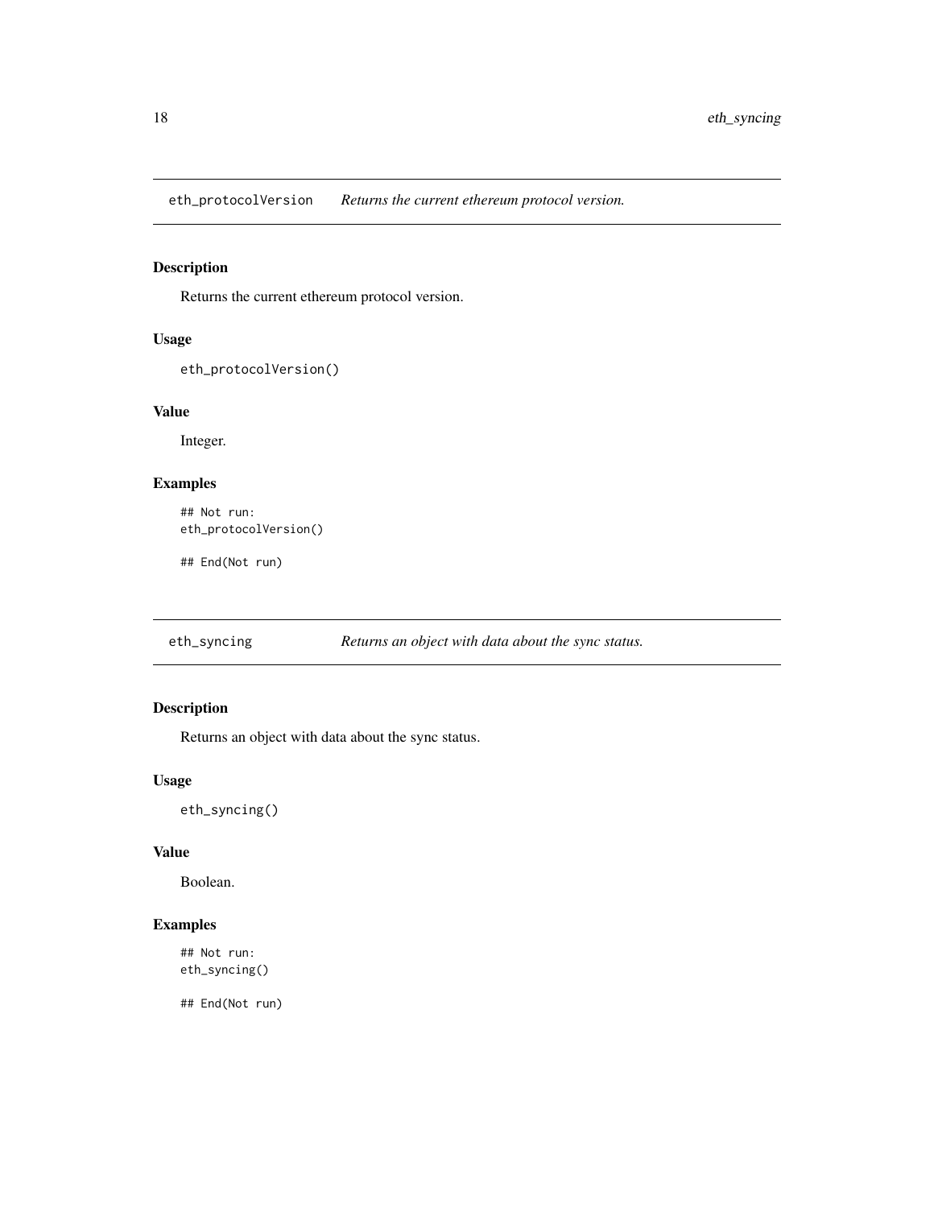## eth_protocolVersion *Returns the current ethereum protocol version.*

### Description

Returns the current ethereum protocol version.

### Usage

```
eth_protocolVersion()
```

### Value

Integer.

### Examples

```
## Not run:
eth_protocolVersion()

## End(Not run)
```

## eth_syncing *Returns an object with data about the sync status.*

### Description

Returns an object with data about the sync status.

### Usage

```
eth_syncing()
```

### Value

Boolean.

### Examples

```
## Not run:
eth_syncing()

## End(Not run)
```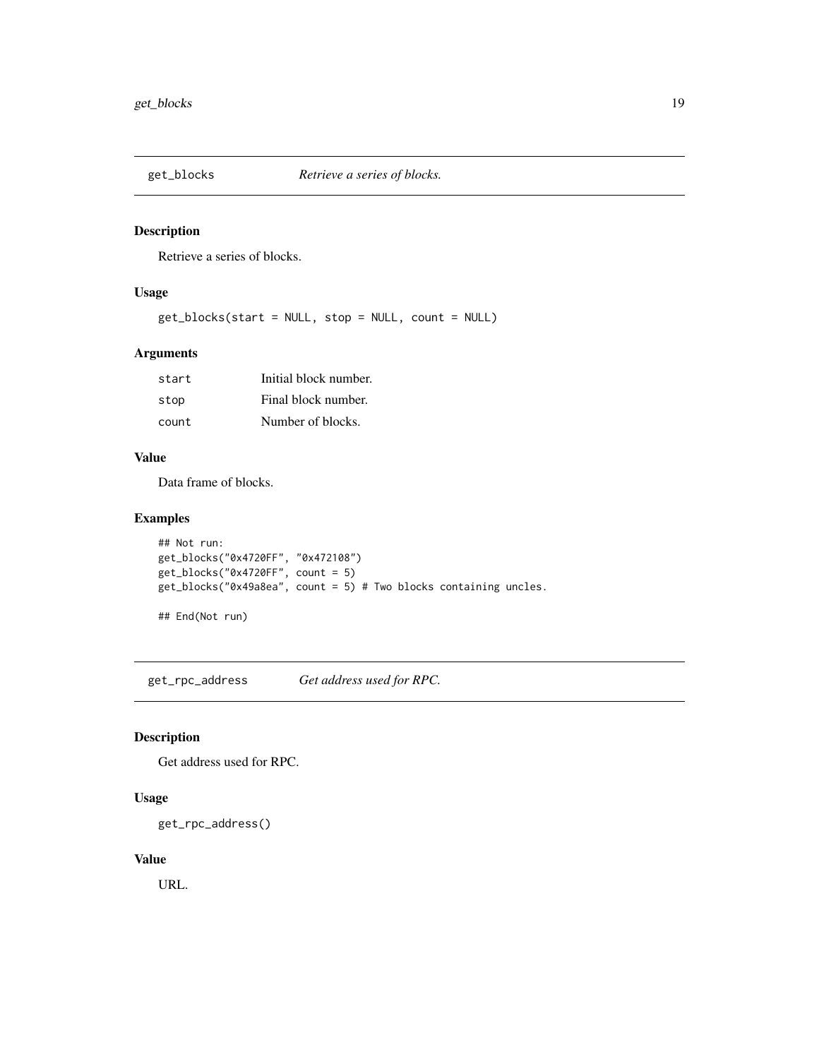## get_blocks — *Retrieve a series of blocks.*

### Description

Retrieve a series of blocks.

### Usage

```
get_blocks(start = NULL, stop = NULL, count = NULL)
```

### Arguments

| | |
|---|---|
| start | Initial block number. |
| stop | Final block number. |
| count | Number of blocks. |

### Value

Data frame of blocks.

### Examples

```
## Not run:
get_blocks("0x4720FF", "0x472108")
get_blocks("0x4720FF", count = 5)
get_blocks("0x49a8ea", count = 5) # Two blocks containing uncles.

## End(Not run)
```

## get_rpc_address — *Get address used for RPC.*

### Description

Get address used for RPC.

### Usage

```
get_rpc_address()
```

### Value

URL.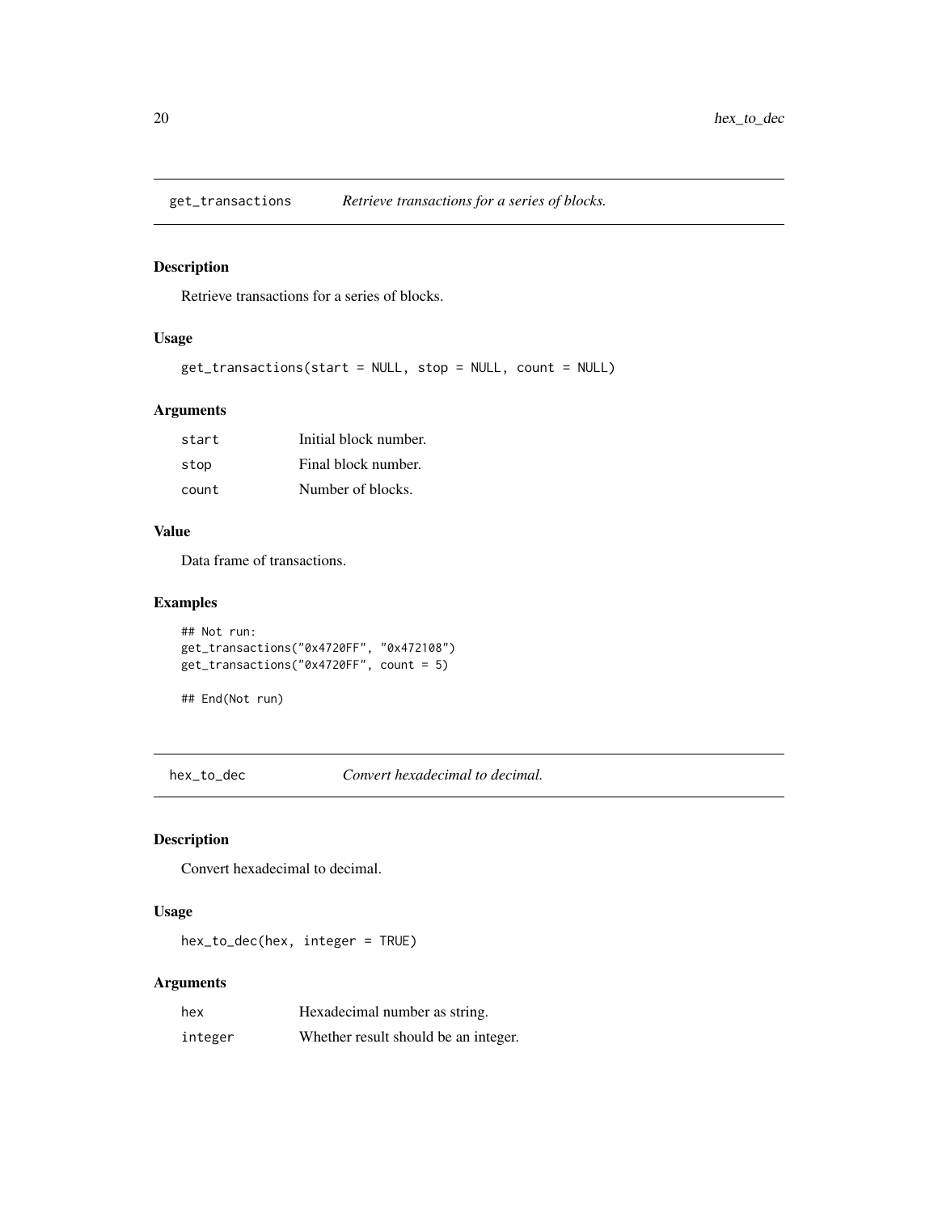## get_transactions — *Retrieve transactions for a series of blocks.*

### Description

Retrieve transactions for a series of blocks.

### Usage

```
get_transactions(start = NULL, stop = NULL, count = NULL)
```

### Arguments

| | |
|---|---|
| `start` | Initial block number. |
| `stop` | Final block number. |
| `count` | Number of blocks. |

### Value

Data frame of transactions.

### Examples

```
## Not run:
get_transactions("0x4720FF", "0x472108")
get_transactions("0x4720FF", count = 5)

## End(Not run)
```

## hex_to_dec — *Convert hexadecimal to decimal.*

### Description

Convert hexadecimal to decimal.

### Usage

```
hex_to_dec(hex, integer = TRUE)
```

### Arguments

| | |
|---|---|
| `hex` | Hexadecimal number as string. |
| `integer` | Whether result should be an integer. |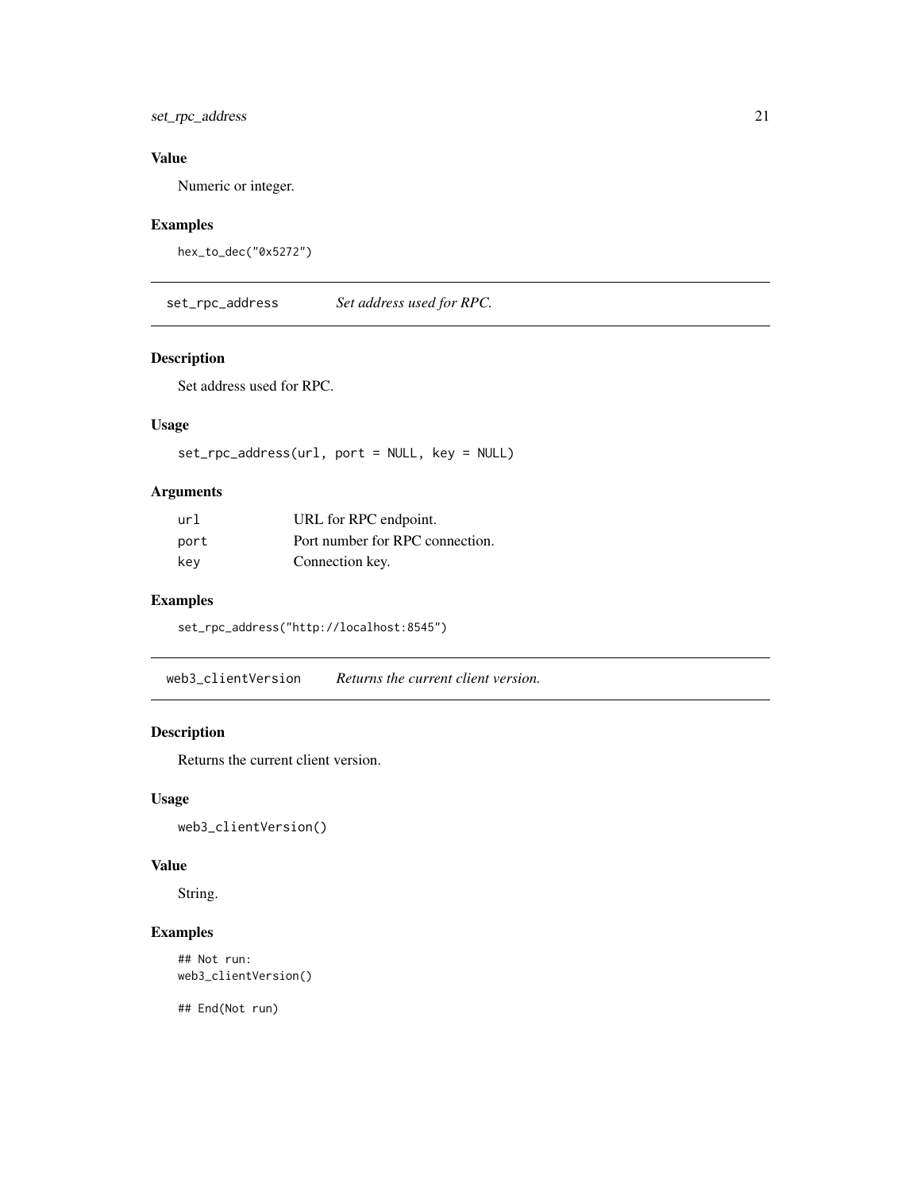### Value

Numeric or integer.

### Examples

```
hex_to_dec("0x5272")
```

## set_rpc_address — *Set address used for RPC.*

### Description

Set address used for RPC.

### Usage

```
set_rpc_address(url, port = NULL, key = NULL)
```

### Arguments

| | |
|---|---|
| url | URL for RPC endpoint. |
| port | Port number for RPC connection. |
| key | Connection key. |

### Examples

```
set_rpc_address("http://localhost:8545")
```

## web3_clientVersion — *Returns the current client version.*

### Description

Returns the current client version.

### Usage

```
web3_clientVersion()
```

### Value

String.

### Examples

```
## Not run:
web3_clientVersion()

## End(Not run)
```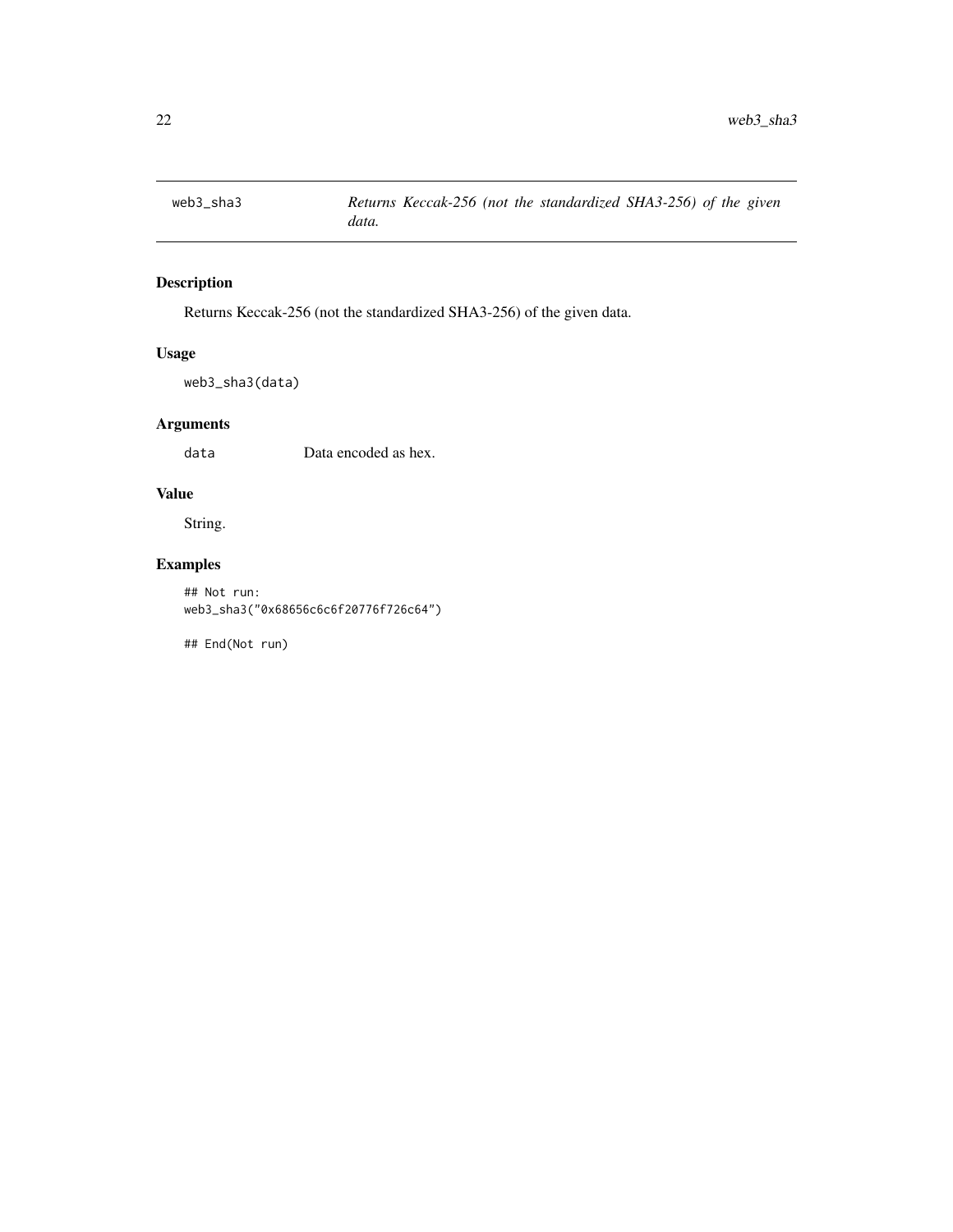## web3_sha3 — *Returns Keccak-256 (not the standardized SHA3-256) of the given data.*

### Description

Returns Keccak-256 (not the standardized SHA3-256) of the given data.

### Usage

```
web3_sha3(data)
```

### Arguments

| | |
|---|---|
| data | Data encoded as hex. |

### Value

String.

### Examples

```
## Not run:
web3_sha3("0x68656c6c6f20776f726c64")

## End(Not run)
```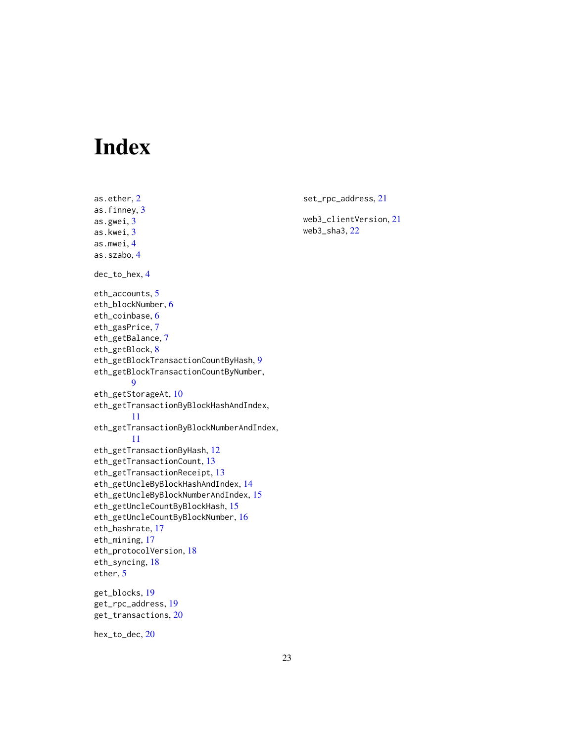# Index

as.ether, 2
as.finney, 3
as.gwei, 3
as.kwei, 3
as.mwei, 4
as.szabo, 4

dec_to_hex, 4

eth_accounts, 5
eth_blockNumber, 6
eth_coinbase, 6
eth_gasPrice, 7
eth_getBalance, 7
eth_getBlock, 8
eth_getBlockTransactionCountByHash, 9
eth_getBlockTransactionCountByNumber, 9
eth_getStorageAt, 10
eth_getTransactionByBlockHashAndIndex, 11
eth_getTransactionByBlockNumberAndIndex, 11
eth_getTransactionByHash, 12
eth_getTransactionCount, 13
eth_getTransactionReceipt, 13
eth_getUncleByBlockHashAndIndex, 14
eth_getUncleByBlockNumberAndIndex, 15
eth_getUncleCountByBlockHash, 15
eth_getUncleCountByBlockNumber, 16
eth_hashrate, 17
eth_mining, 17
eth_protocolVersion, 18
eth_syncing, 18
ether, 5

get_blocks, 19
get_rpc_address, 19
get_transactions, 20

hex_to_dec, 20

set_rpc_address, 21

web3_clientVersion, 21
web3_sha3, 22